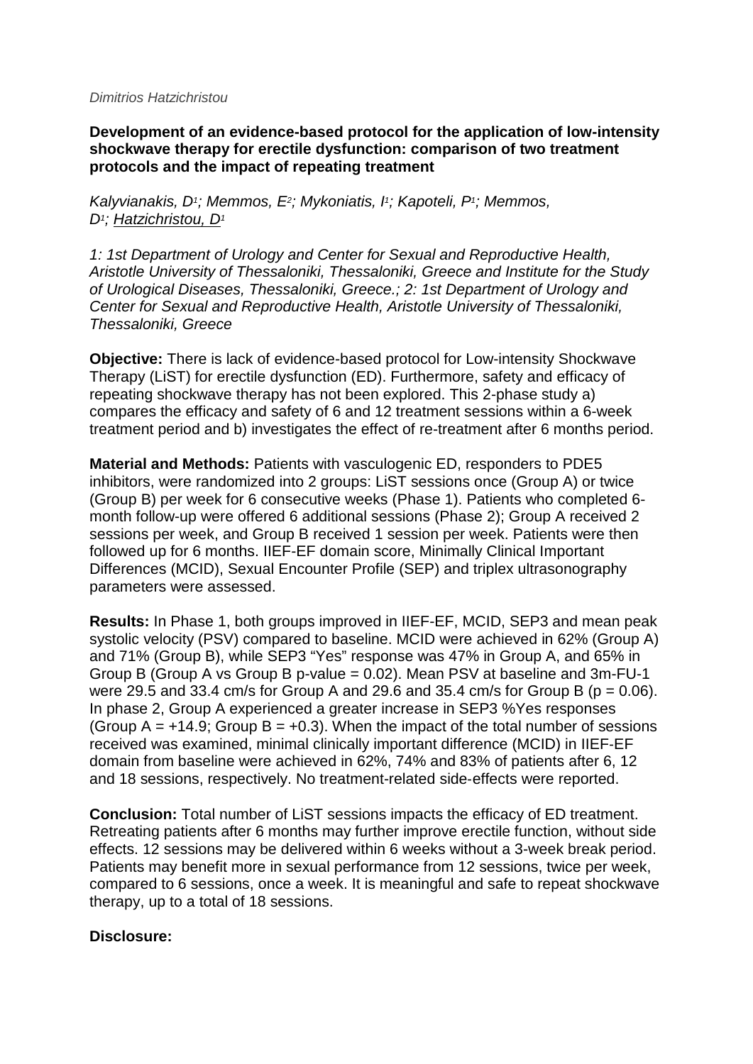*Dimitrios Hatzichristou*

**Development of an evidence-based protocol for the application of low-intensity shockwave therapy for erectile dysfunction: comparison of two treatment protocols and the impact of repeating treatment**

*Kalyvianakis, D[1]; Memmos, E[2]; Mykoniatis, I[1]; Kapoteli, P[1]; Memmos, D[1]; Hatzichristou, D[1]*

*1: 1st Department of Urology and Center for Sexual and Reproductive Health, Aristotle University of Thessaloniki, Thessaloniki, Greece and Institute for the Study of Urological Diseases, Thessaloniki, Greece.; 2: 1st Department of Urology and Center for Sexual and Reproductive Health, Aristotle University of Thessaloniki, Thessaloniki, Greece*

**Objective:** There is lack of evidence-based protocol for Low-intensity Shockwave Therapy (LiST) for erectile dysfunction (ED). Furthermore, safety and efficacy of repeating shockwave therapy has not been explored. This 2-phase study a) compares the efficacy and safety of 6 and 12 treatment sessions within a 6-week treatment period and b) investigates the effect of re-treatment after 6 months period.

**Material and Methods:** Patients with vasculogenic ED, responders to PDE5 inhibitors, were randomized into 2 groups: LiST sessions once (Group A) or twice (Group B) per week for 6 consecutive weeks (Phase 1). Patients who completed 6-month follow-up were offered 6 additional sessions (Phase 2); Group A received 2 sessions per week, and Group B received 1 session per week. Patients were then followed up for 6 months. IIEF-EF domain score, Minimally Clinical Important Differences (MCID), Sexual Encounter Profile (SEP) and triplex ultrasonography parameters were assessed.

**Results:** In Phase 1, both groups improved in IIEF-EF, MCID, SEP3 and mean peak systolic velocity (PSV) compared to baseline. MCID were achieved in 62% (Group A) and 71% (Group B), while SEP3 "Yes" response was 47% in Group A, and 65% in Group B (Group A vs Group B p-value = 0.02). Mean PSV at baseline and 3m-FU-1 were 29.5 and 33.4 cm/s for Group A and 29.6 and 35.4 cm/s for Group B ($p = 0.06$). In phase 2, Group A experienced a greater increase in SEP3 %Yes responses (Group A = +14.9; Group B = +0.3). When the impact of the total number of sessions received was examined, minimal clinically important difference (MCID) in IIEF-EF domain from baseline were achieved in 62%, 74% and 83% of patients after 6, 12 and 18 sessions, respectively. No treatment-related side-effects were reported.

**Conclusion:** Total number of LiST sessions impacts the efficacy of ED treatment. Retreating patients after 6 months may further improve erectile function, without side effects. 12 sessions may be delivered within 6 weeks without a 3-week break period. Patients may benefit more in sexual performance from 12 sessions, twice per week, compared to 6 sessions, once a week. It is meaningful and safe to repeat shockwave therapy, up to a total of 18 sessions.

**Disclosure:**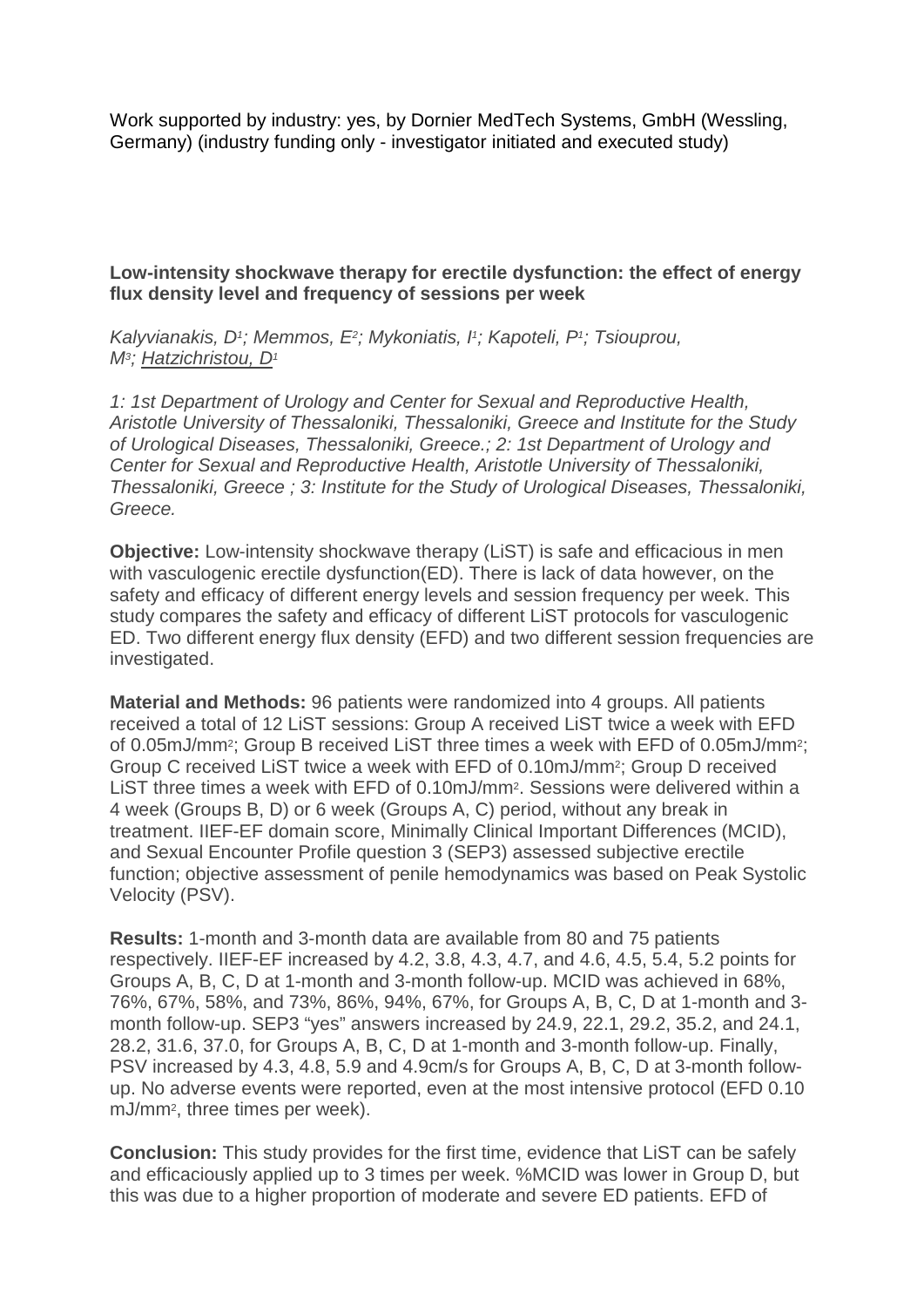Work supported by industry: yes, by Dornier MedTech Systems, GmbH (Wessling, Germany) (industry funding only - investigator initiated and executed study)

**Low-intensity shockwave therapy for erectile dysfunction: the effect of energy flux density level and frequency of sessions per week**

*Kalyvianakis, D[1]; Memmos, E[2]; Mykoniatis, I[1]; Kapoteli, P[1]; Tsiouprou, M[3]; Hatzichristou, D[1]*

*1: 1st Department of Urology and Center for Sexual and Reproductive Health, Aristotle University of Thessaloniki, Thessaloniki, Greece and Institute for the Study of Urological Diseases, Thessaloniki, Greece.; 2: 1st Department of Urology and Center for Sexual and Reproductive Health, Aristotle University of Thessaloniki, Thessaloniki, Greece ; 3: Institute for the Study of Urological Diseases, Thessaloniki, Greece.*

**Objective:** Low-intensity shockwave therapy (LiST) is safe and efficacious in men with vasculogenic erectile dysfunction(ED). There is lack of data however, on the safety and efficacy of different energy levels and session frequency per week. This study compares the safety and efficacy of different LiST protocols for vasculogenic ED. Two different energy flux density (EFD) and two different session frequencies are investigated.

**Material and Methods:** 96 patients were randomized into 4 groups. All patients received a total of 12 LiST sessions: Group A received LiST twice a week with EFD of 0.05mJ/mm$^2$; Group B received LiST three times a week with EFD of 0.05mJ/mm$^2$; Group C received LiST twice a week with EFD of 0.10mJ/mm$^2$; Group D received LiST three times a week with EFD of 0.10mJ/mm$^2$. Sessions were delivered within a 4 week (Groups B, D) or 6 week (Groups A, C) period, without any break in treatment. IIEF-EF domain score, Minimally Clinical Important Differences (MCID), and Sexual Encounter Profile question 3 (SEP3) assessed subjective erectile function; objective assessment of penile hemodynamics was based on Peak Systolic Velocity (PSV).

**Results:** 1-month and 3-month data are available from 80 and 75 patients respectively. IIEF-EF increased by 4.2, 3.8, 4.3, 4.7, and 4.6, 4.5, 5.4, 5.2 points for Groups A, B, C, D at 1-month and 3-month follow-up. MCID was achieved in 68%, 76%, 67%, 58%, and 73%, 86%, 94%, 67%, for Groups A, B, C, D at 1-month and 3-month follow-up. SEP3 "yes" answers increased by 24.9, 22.1, 29.2, 35.2, and 24.1, 28.2, 31.6, 37.0, for Groups A, B, C, D at 1-month and 3-month follow-up. Finally, PSV increased by 4.3, 4.8, 5.9 and 4.9cm/s for Groups A, B, C, D at 3-month follow-up. No adverse events were reported, even at the most intensive protocol (EFD 0.10 mJ/mm$^2$, three times per week).

**Conclusion:** This study provides for the first time, evidence that LiST can be safely and efficaciously applied up to 3 times per week. %MCID was lower in Group D, but this was due to a higher proportion of moderate and severe ED patients. EFD of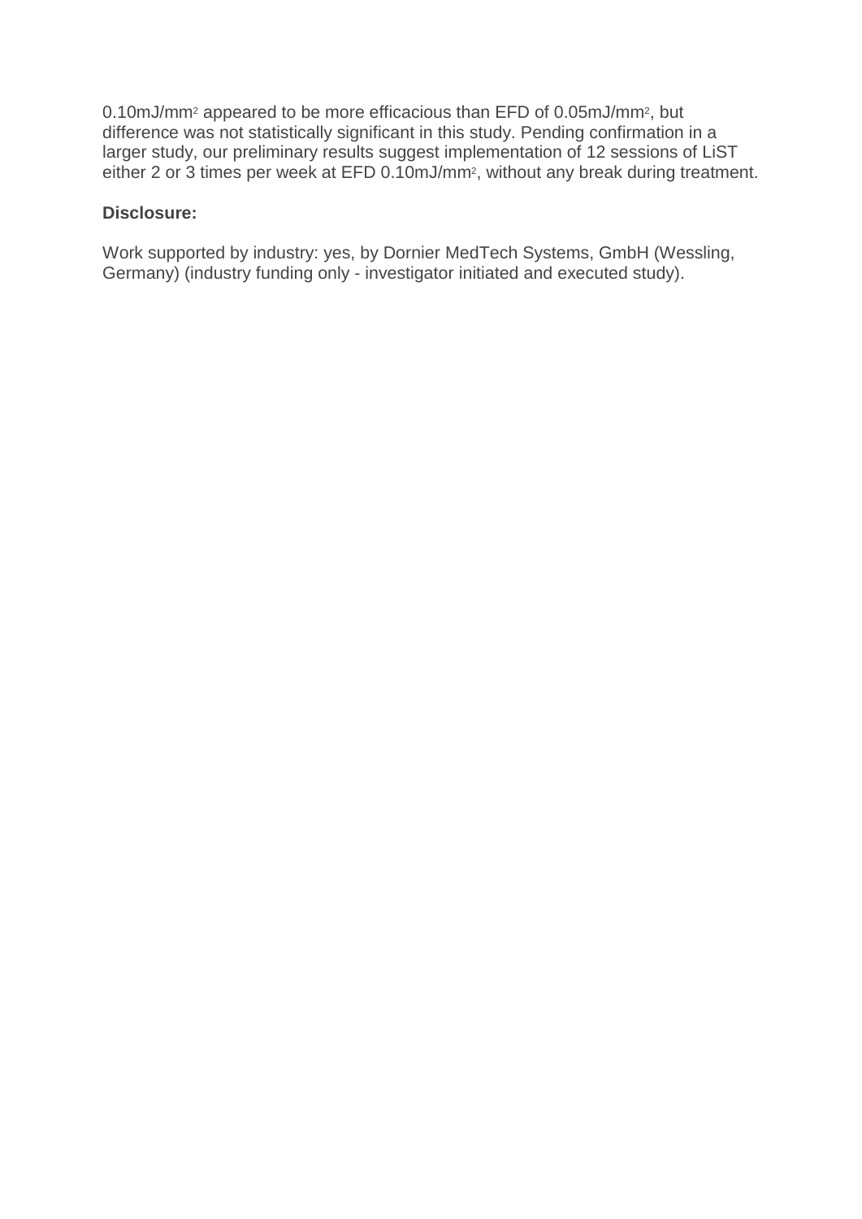0.10mJ/mm$^2$ appeared to be more efficacious than EFD of 0.05mJ/mm$^2$, but difference was not statistically significant in this study. Pending confirmation in a larger study, our preliminary results suggest implementation of 12 sessions of LiST either 2 or 3 times per week at EFD 0.10mJ/mm$^2$, without any break during treatment.

**Disclosure:**

Work supported by industry: yes, by Dornier MedTech Systems, GmbH (Wessling, Germany) (industry funding only - investigator initiated and executed study).